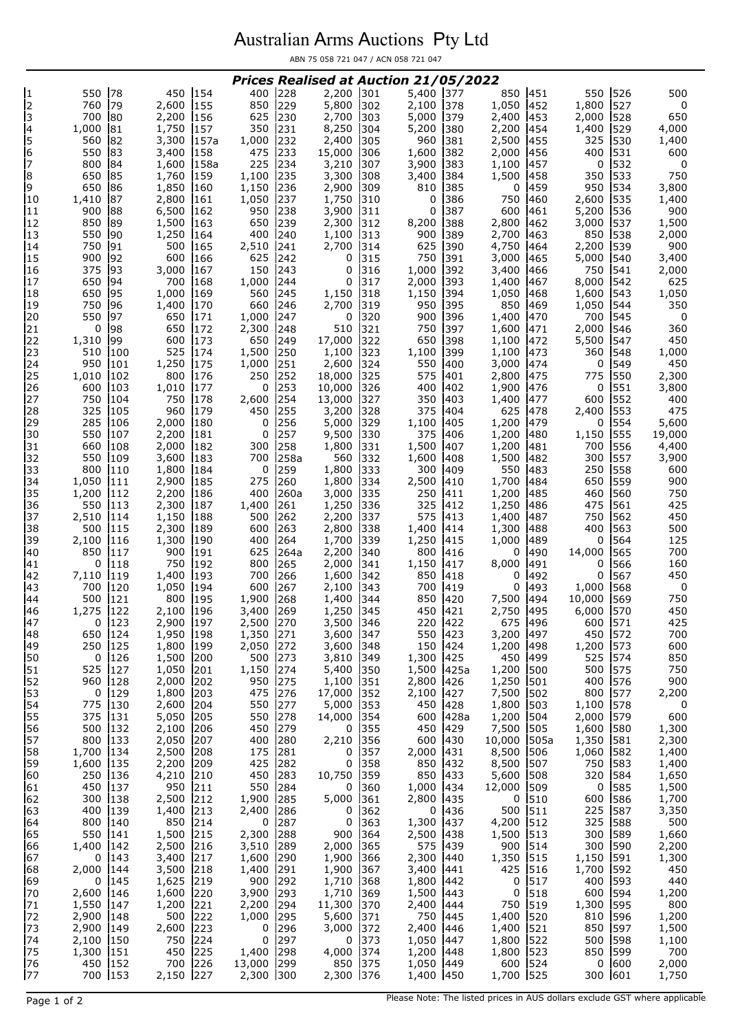# Australian Arms Auctions Pty Ltd

ABN 75 058 721 047 / ACN 058 721 047

## *Prices Realised at Auction 21/05/2022*

| Lot | Price | Lot | Price | Lot | Price | Lot | Price | Lot | Price | Lot | Price | Lot | Price | Lot | Price |
|---|---|---|---|---|---|---|---|---|---|---|---|---|---|---|---|
| 1 | 550 | 78 | 450 | 154 | 400 | 228 | 2,200 | 301 | 5,400 | 377 | 850 | 451 | 550 | 526 | 500 |
| 2 | 760 | 79 | 2,600 | 155 | 850 | 229 | 5,800 | 302 | 2,100 | 378 | 1,050 | 452 | 1,800 | 527 | 0 |
| 3 | 700 | 80 | 2,200 | 156 | 625 | 230 | 2,700 | 303 | 5,000 | 379 | 2,400 | 453 | 2,000 | 528 | 650 |
| 4 | 1,000 | 81 | 1,750 | 157 | 350 | 231 | 8,250 | 304 | 5,200 | 380 | 2,200 | 454 | 1,400 | 529 | 4,000 |
| 5 | 560 | 82 | 3,300 | 157a | 1,000 | 232 | 2,400 | 305 | 960 | 381 | 2,500 | 455 | 325 | 530 | 1,400 |
| 6 | 550 | 83 | 3,400 | 158 | 475 | 233 | 15,000 | 306 | 1,600 | 382 | 2,000 | 456 | 400 | 531 | 600 |
| 7 | 800 | 84 | 1,600 | 158a | 225 | 234 | 3,210 | 307 | 3,900 | 383 | 1,100 | 457 | 0 | 532 | 0 |
| 8 | 650 | 85 | 1,760 | 159 | 1,100 | 235 | 3,300 | 308 | 3,400 | 384 | 1,500 | 458 | 350 | 533 | 750 |
| 9 | 650 | 86 | 1,850 | 160 | 1,150 | 236 | 2,900 | 309 | 810 | 385 | 0 | 459 | 950 | 534 | 3,800 |
| 10 | 1,410 | 87 | 2,800 | 161 | 1,050 | 237 | 1,750 | 310 | 0 | 386 | 750 | 460 | 2,600 | 535 | 1,400 |
| 11 | 900 | 88 | 6,500 | 162 | 950 | 238 | 3,900 | 311 | 0 | 387 | 600 | 461 | 5,200 | 536 | 900 |
| 12 | 850 | 89 | 1,500 | 163 | 650 | 239 | 2,300 | 312 | 8,200 | 388 | 2,800 | 462 | 3,000 | 537 | 1,500 |
| 13 | 550 | 90 | 1,250 | 164 | 400 | 240 | 1,100 | 313 | 900 | 389 | 2,700 | 463 | 850 | 538 | 2,000 |
| 14 | 750 | 91 | 500 | 165 | 2,510 | 241 | 2,700 | 314 | 625 | 390 | 4,750 | 464 | 2,200 | 539 | 900 |
| 15 | 900 | 92 | 600 | 166 | 625 | 242 | 0 | 315 | 750 | 391 | 3,000 | 465 | 5,000 | 540 | 3,400 |
| 16 | 375 | 93 | 3,000 | 167 | 150 | 243 | 0 | 316 | 1,000 | 392 | 3,400 | 466 | 750 | 541 | 2,000 |
| 17 | 650 | 94 | 700 | 168 | 1,000 | 244 | 0 | 317 | 2,000 | 393 | 1,400 | 467 | 8,000 | 542 | 625 |
| 18 | 650 | 95 | 1,000 | 169 | 560 | 245 | 1,150 | 318 | 1,150 | 394 | 1,050 | 468 | 1,600 | 543 | 1,050 |
| 19 | 750 | 96 | 1,400 | 170 | 660 | 246 | 2,700 | 319 | 950 | 395 | 850 | 469 | 1,050 | 544 | 350 |
| 20 | 550 | 97 | 650 | 171 | 1,000 | 247 | 0 | 320 | 900 | 396 | 1,400 | 470 | 700 | 545 | 0 |
| 21 | 0 | 98 | 650 | 172 | 2,300 | 248 | 510 | 321 | 750 | 397 | 1,600 | 471 | 2,000 | 546 | 360 |
| 22 | 1,310 | 99 | 600 | 173 | 650 | 249 | 17,000 | 322 | 650 | 398 | 1,100 | 472 | 5,500 | 547 | 450 |
| 23 | 510 | 100 | 525 | 174 | 1,500 | 250 | 1,100 | 323 | 1,100 | 399 | 1,100 | 473 | 360 | 548 | 1,000 |
| 24 | 950 | 101 | 1,250 | 175 | 1,000 | 251 | 2,600 | 324 | 550 | 400 | 3,000 | 474 | 0 | 549 | 450 |
| 25 | 1,010 | 102 | 800 | 176 | 250 | 252 | 18,000 | 325 | 575 | 401 | 2,800 | 475 | 775 | 550 | 2,300 |
| 26 | 600 | 103 | 1,010 | 177 | 0 | 253 | 10,000 | 326 | 400 | 402 | 1,900 | 476 | 0 | 551 | 3,800 |
| 27 | 750 | 104 | 750 | 178 | 2,600 | 254 | 13,000 | 327 | 350 | 403 | 1,400 | 477 | 600 | 552 | 400 |
| 28 | 325 | 105 | 960 | 179 | 450 | 255 | 3,200 | 328 | 375 | 404 | 625 | 478 | 2,400 | 553 | 475 |
| 29 | 285 | 106 | 2,000 | 180 | 0 | 256 | 5,000 | 329 | 1,100 | 405 | 1,200 | 479 | 0 | 554 | 5,600 |
| 30 | 550 | 107 | 2,200 | 181 | 0 | 257 | 9,500 | 330 | 375 | 406 | 1,200 | 480 | 1,150 | 555 | 19,000 |
| 31 | 660 | 108 | 2,000 | 182 | 300 | 258 | 1,800 | 331 | 1,500 | 407 | 1,200 | 481 | 700 | 556 | 4,400 |
| 32 | 550 | 109 | 3,600 | 183 | 700 | 258a | 560 | 332 | 1,600 | 408 | 1,500 | 482 | 300 | 557 | 3,900 |
| 33 | 800 | 110 | 1,800 | 184 | 0 | 259 | 1,800 | 333 | 300 | 409 | 550 | 483 | 250 | 558 | 600 |
| 34 | 1,050 | 111 | 2,900 | 185 | 275 | 260 | 1,800 | 334 | 2,500 | 410 | 1,700 | 484 | 650 | 559 | 900 |
| 35 | 1,200 | 112 | 2,200 | 186 | 400 | 260a | 3,000 | 335 | 250 | 411 | 1,200 | 485 | 460 | 560 | 750 |
| 36 | 550 | 113 | 2,300 | 187 | 1,400 | 261 | 1,250 | 336 | 325 | 412 | 1,250 | 486 | 475 | 561 | 425 |
| 37 | 2,510 | 114 | 1,150 | 188 | 500 | 262 | 2,200 | 337 | 575 | 413 | 1,400 | 487 | 750 | 562 | 450 |
| 38 | 500 | 115 | 2,300 | 189 | 600 | 263 | 2,800 | 338 | 1,400 | 414 | 1,300 | 488 | 400 | 563 | 500 |
| 39 | 2,100 | 116 | 1,300 | 190 | 400 | 264 | 1,700 | 339 | 1,250 | 415 | 1,000 | 489 | 0 | 564 | 125 |
| 40 | 850 | 117 | 900 | 191 | 625 | 264a | 2,200 | 340 | 800 | 416 | 0 | 490 | 14,000 | 565 | 700 |
| 41 | 0 | 118 | 750 | 192 | 800 | 265 | 2,000 | 341 | 1,150 | 417 | 8,000 | 491 | 0 | 566 | 160 |
| 42 | 7,110 | 119 | 1,400 | 193 | 700 | 266 | 1,600 | 342 | 850 | 418 | 0 | 492 | 0 | 567 | 450 |
| 43 | 700 | 120 | 1,050 | 194 | 600 | 267 | 2,100 | 343 | 700 | 419 | 0 | 493 | 1,000 | 568 | 0 |
| 44 | 500 | 121 | 800 | 195 | 1,900 | 268 | 1,400 | 344 | 850 | 420 | 7,500 | 494 | 10,000 | 569 | 750 |
| 46 | 1,275 | 122 | 2,100 | 196 | 3,400 | 269 | 1,250 | 345 | 450 | 421 | 2,750 | 495 | 6,000 | 570 | 450 |
| 47 | 0 | 123 | 2,900 | 197 | 2,500 | 270 | 3,500 | 346 | 220 | 422 | 675 | 496 | 600 | 571 | 425 |
| 48 | 650 | 124 | 1,950 | 198 | 1,350 | 271 | 3,600 | 347 | 550 | 423 | 3,200 | 497 | 450 | 572 | 700 |
| 49 | 250 | 125 | 1,800 | 199 | 2,050 | 272 | 3,600 | 348 | 150 | 424 | 1,200 | 498 | 1,200 | 573 | 600 |
| 50 | 0 | 126 | 1,500 | 200 | 500 | 273 | 3,810 | 349 | 1,300 | 425 | 450 | 499 | 525 | 574 | 850 |
| 51 | 525 | 127 | 1,050 | 201 | 1,150 | 274 | 5,400 | 350 | 1,500 | 425a | 1,200 | 500 | 500 | 575 | 750 |
| 52 | 960 | 128 | 2,000 | 202 | 950 | 275 | 1,100 | 351 | 2,800 | 426 | 1,250 | 501 | 400 | 576 | 900 |
| 53 | 0 | 129 | 1,800 | 203 | 475 | 276 | 17,000 | 352 | 2,100 | 427 | 7,500 | 502 | 800 | 577 | 2,200 |
| 54 | 775 | 130 | 2,600 | 204 | 550 | 277 | 5,000 | 353 | 450 | 428 | 1,800 | 503 | 1,100 | 578 | 0 |
| 55 | 375 | 131 | 5,050 | 205 | 550 | 278 | 14,000 | 354 | 600 | 428a | 1,200 | 504 | 2,000 | 579 | 600 |
| 56 | 500 | 132 | 2,100 | 206 | 450 | 279 | 0 | 355 | 450 | 429 | 7,500 | 505 | 1,600 | 580 | 1,300 |
| 57 | 800 | 133 | 2,050 | 207 | 400 | 280 | 2,210 | 356 | 600 | 430 | 10,000 | 505a | 1,350 | 581 | 2,300 |
| 58 | 1,700 | 134 | 2,500 | 208 | 175 | 281 | 0 | 357 | 2,000 | 431 | 8,500 | 506 | 1,060 | 582 | 1,400 |
| 59 | 1,600 | 135 | 2,200 | 209 | 425 | 282 | 0 | 358 | 850 | 432 | 8,500 | 507 | 750 | 583 | 1,400 |
| 60 | 250 | 136 | 4,210 | 210 | 450 | 283 | 10,750 | 359 | 850 | 433 | 5,600 | 508 | 320 | 584 | 1,650 |
| 61 | 450 | 137 | 950 | 211 | 550 | 284 | 0 | 360 | 1,000 | 434 | 12,000 | 509 | 0 | 585 | 1,500 |
| 62 | 300 | 138 | 2,500 | 212 | 1,900 | 285 | 5,000 | 361 | 2,800 | 435 | 0 | 510 | 600 | 586 | 1,700 |
| 63 | 400 | 139 | 1,400 | 213 | 2,400 | 286 | 0 | 362 | 0 | 436 | 500 | 511 | 225 | 587 | 3,350 |
| 64 | 800 | 140 | 850 | 214 | 0 | 287 | 0 | 363 | 1,300 | 437 | 4,200 | 512 | 325 | 588 | 500 |
| 65 | 550 | 141 | 1,500 | 215 | 2,300 | 288 | 900 | 364 | 2,500 | 438 | 1,500 | 513 | 300 | 589 | 1,660 |
| 66 | 1,400 | 142 | 2,500 | 216 | 3,510 | 289 | 2,000 | 365 | 575 | 439 | 900 | 514 | 300 | 590 | 2,200 |
| 67 | 0 | 143 | 3,400 | 217 | 1,600 | 290 | 1,900 | 366 | 2,300 | 440 | 1,350 | 515 | 1,150 | 591 | 1,300 |
| 68 | 2,000 | 144 | 3,500 | 218 | 1,400 | 291 | 1,900 | 367 | 3,400 | 441 | 425 | 516 | 1,700 | 592 | 450 |
| 69 | 0 | 145 | 1,625 | 219 | 900 | 292 | 1,710 | 368 | 1,800 | 442 | 0 | 517 | 400 | 593 | 440 |
| 70 | 2,600 | 146 | 1,600 | 220 | 3,900 | 293 | 1,710 | 369 | 1,500 | 443 | 0 | 518 | 600 | 594 | 1,200 |
| 71 | 1,550 | 147 | 1,200 | 221 | 2,200 | 294 | 11,300 | 370 | 2,400 | 444 | 750 | 519 | 1,300 | 595 | 800 |
| 72 | 2,900 | 148 | 500 | 222 | 1,000 | 295 | 5,600 | 371 | 750 | 445 | 1,400 | 520 | 810 | 596 | 1,200 |
| 73 | 2,900 | 149 | 2,600 | 223 | 0 | 296 | 3,000 | 372 | 2,400 | 446 | 1,400 | 521 | 850 | 597 | 1,500 |
| 74 | 2,100 | 150 | 750 | 224 | 0 | 297 | 0 | 373 | 1,050 | 447 | 1,800 | 522 | 500 | 598 | 1,100 |
| 75 | 1,300 | 151 | 450 | 225 | 1,400 | 298 | 4,000 | 374 | 1,200 | 448 | 1,800 | 523 | 850 | 599 | 700 |
| 76 | 450 | 152 | 700 | 226 | 13,000 | 299 | 850 | 375 | 1,050 | 449 | 600 | 524 | 0 | 600 | 2,000 |
| 77 | 700 | 153 | 2,150 | 227 | 2,300 | 300 | 2,300 | 376 | 1,400 | 450 | 1,700 | 525 | 300 | 601 | 1,750 |

Please Note: The listed prices in AUS dollars exclude GST where applicable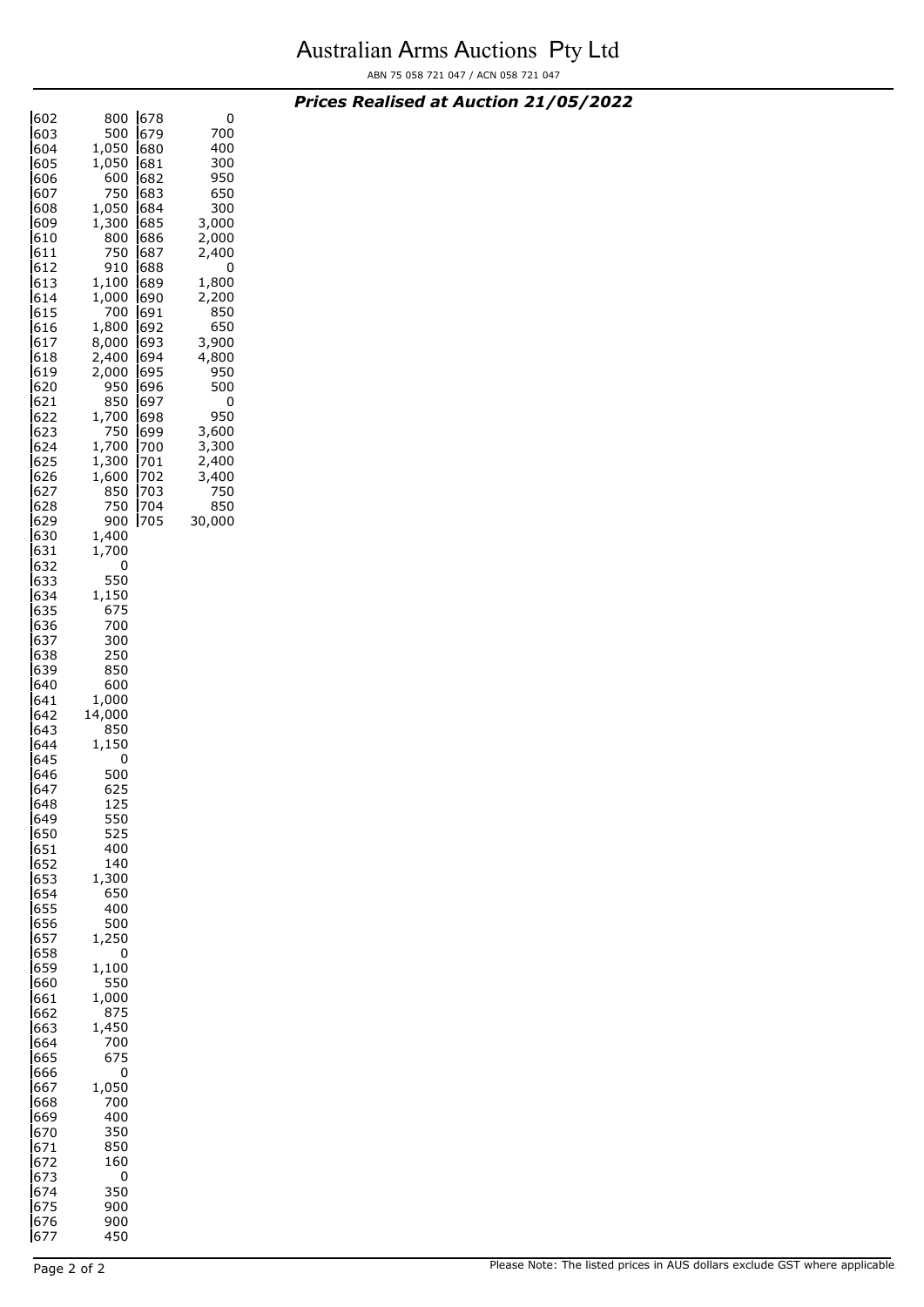# Australian Arms Auctions Pty Ltd

ABN 75 058 721 047 / ACN 058 721 047

***Prices Realised at Auction 21/05/2022***

| | | | |
|---|---|---|---|
| 602 | 800 | 678 | 0 |
| 603 | 500 | 679 | 700 |
| 604 | 1,050 | 680 | 400 |
| 605 | 1,050 | 681 | 300 |
| 606 | 600 | 682 | 950 |
| 607 | 750 | 683 | 650 |
| 608 | 1,050 | 684 | 300 |
| 609 | 1,300 | 685 | 3,000 |
| 610 | 800 | 686 | 2,000 |
| 611 | 750 | 687 | 2,400 |
| 612 | 910 | 688 | 0 |
| 613 | 1,100 | 689 | 1,800 |
| 614 | 1,000 | 690 | 2,200 |
| 615 | 700 | 691 | 850 |
| 616 | 1,800 | 692 | 650 |
| 617 | 8,000 | 693 | 3,900 |
| 618 | 2,400 | 694 | 4,800 |
| 619 | 2,000 | 695 | 950 |
| 620 | 950 | 696 | 500 |
| 621 | 850 | 697 | 0 |
| 622 | 1,700 | 698 | 950 |
| 623 | 750 | 699 | 3,600 |
| 624 | 1,700 | 700 | 3,300 |
| 625 | 1,300 | 701 | 2,400 |
| 626 | 1,600 | 702 | 3,400 |
| 627 | 850 | 703 | 750 |
| 628 | 750 | 704 | 850 |
| 629 | 900 | 705 | 30,000 |
| 630 | 1,400 | | |
| 631 | 1,700 | | |
| 632 | 0 | | |
| 633 | 550 | | |
| 634 | 1,150 | | |
| 635 | 675 | | |
| 636 | 700 | | |
| 637 | 300 | | |
| 638 | 250 | | |
| 639 | 850 | | |
| 640 | 600 | | |
| 641 | 1,000 | | |
| 642 | 14,000 | | |
| 643 | 850 | | |
| 644 | 1,150 | | |
| 645 | 0 | | |
| 646 | 500 | | |
| 647 | 625 | | |
| 648 | 125 | | |
| 649 | 550 | | |
| 650 | 525 | | |
| 651 | 400 | | |
| 652 | 140 | | |
| 653 | 1,300 | | |
| 654 | 650 | | |
| 655 | 400 | | |
| 656 | 500 | | |
| 657 | 1,250 | | |
| 658 | 0 | | |
| 659 | 1,100 | | |
| 660 | 550 | | |
| 661 | 1,000 | | |
| 662 | 875 | | |
| 663 | 1,450 | | |
| 664 | 700 | | |
| 665 | 675 | | |
| 666 | 0 | | |
| 667 | 1,050 | | |
| 668 | 700 | | |
| 669 | 400 | | |
| 670 | 350 | | |
| 671 | 850 | | |
| 672 | 160 | | |
| 673 | 0 | | |
| 674 | 350 | | |
| 675 | 900 | | |
| 676 | 900 | | |
| 677 | 450 | | |

Please Note: The listed prices in AUS dollars exclude GST where applicable